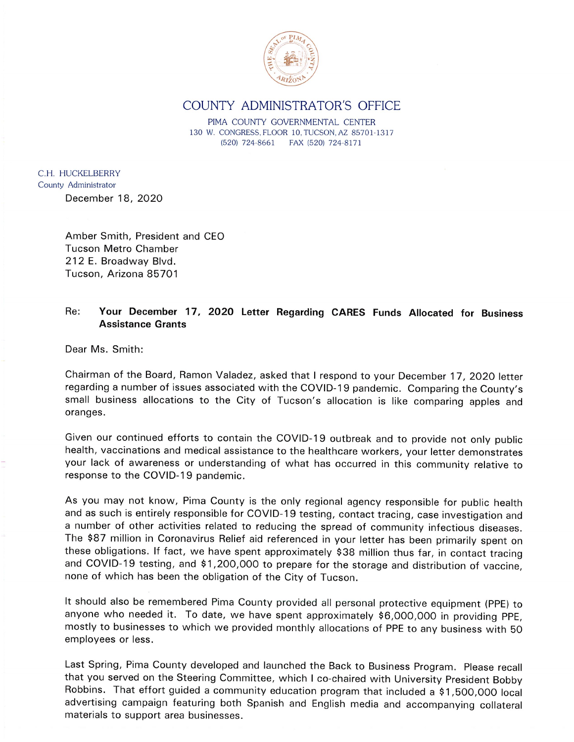# COUNTY ADMINISTRATOR'S OFFICE

PIMA COUNTY GOVERNMENTAL CENTER
130 W. CONGRESS, FLOOR 10, TUCSON, AZ 85701-1317
(520) 724-8661 FAX (520) 724-8171

C.H. HUCKELBERRY
County Administrator

December 18, 2020

Amber Smith, President and CEO
Tucson Metro Chamber
212 E. Broadway Blvd.
Tucson, Arizona 85701

Re: **Your December 17, 2020 Letter Regarding CARES Funds Allocated for Business Assistance Grants**

Dear Ms. Smith:

Chairman of the Board, Ramon Valadez, asked that I respond to your December 17, 2020 letter regarding a number of issues associated with the COVID-19 pandemic. Comparing the County's small business allocations to the City of Tucson's allocation is like comparing apples and oranges.

Given our continued efforts to contain the COVID-19 outbreak and to provide not only public health, vaccinations and medical assistance to the healthcare workers, your letter demonstrates your lack of awareness or understanding of what has occurred in this community relative to response to the COVID-19 pandemic.

As you may not know, Pima County is the only regional agency responsible for public health and as such is entirely responsible for COVID-19 testing, contact tracing, case investigation and a number of other activities related to reducing the spread of community infectious diseases. The $87 million in Coronavirus Relief aid referenced in your letter has been primarily spent on these obligations. If fact, we have spent approximately $38 million thus far, in contact tracing and COVID-19 testing, and $1,200,000 to prepare for the storage and distribution of vaccine, none of which has been the obligation of the City of Tucson.

It should also be remembered Pima County provided all personal protective equipment (PPE) to anyone who needed it. To date, we have spent approximately $6,000,000 in providing PPE, mostly to businesses to which we provided monthly allocations of PPE to any business with 50 employees or less.

Last Spring, Pima County developed and launched the Back to Business Program. Please recall that you served on the Steering Committee, which I co-chaired with University President Bobby Robbins. That effort guided a community education program that included a $1,500,000 local advertising campaign featuring both Spanish and English media and accompanying collateral materials to support area businesses.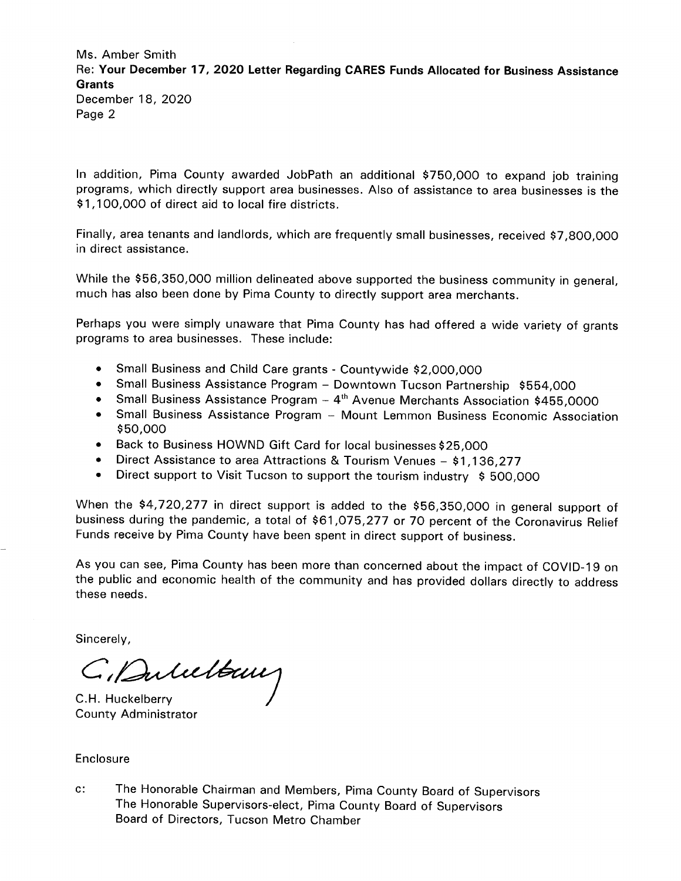Ms. Amber Smith
Re: **Your December 17, 2020 Letter Regarding CARES Funds Allocated for Business Assistance Grants**
December 18, 2020
Page 2

In addition, Pima County awarded JobPath an additional $750,000 to expand job training programs, which directly support area businesses. Also of assistance to area businesses is the $1,100,000 of direct aid to local fire districts.

Finally, area tenants and landlords, which are frequently small businesses, received $7,800,000 in direct assistance.

While the $56,350,000 million delineated above supported the business community in general, much has also been done by Pima County to directly support area merchants.

Perhaps you were simply unaware that Pima County has had offered a wide variety of grants programs to area businesses. These include:

- Small Business and Child Care grants - Countywide $2,000,000
- Small Business Assistance Program – Downtown Tucson Partnership $554,000
- Small Business Assistance Program – 4th Avenue Merchants Association $455,0000
- Small Business Assistance Program – Mount Lemmon Business Economic Association $50,000
- Back to Business HOWND Gift Card for local businesses $25,000
- Direct Assistance to area Attractions & Tourism Venues – $1,136,277
- Direct support to Visit Tucson to support the tourism industry $ 500,000

When the $4,720,277 in direct support is added to the $56,350,000 in general support of business during the pandemic, a total of $61,075,277 or 70 percent of the Coronavirus Relief Funds receive by Pima County have been spent in direct support of business.

As you can see, Pima County has been more than concerned about the impact of COVID-19 on the public and economic health of the community and has provided dollars directly to address these needs.

Sincerely,

C.H. Huckelberry
County Administrator

Enclosure

c: The Honorable Chairman and Members, Pima County Board of Supervisors
The Honorable Supervisors-elect, Pima County Board of Supervisors
Board of Directors, Tucson Metro Chamber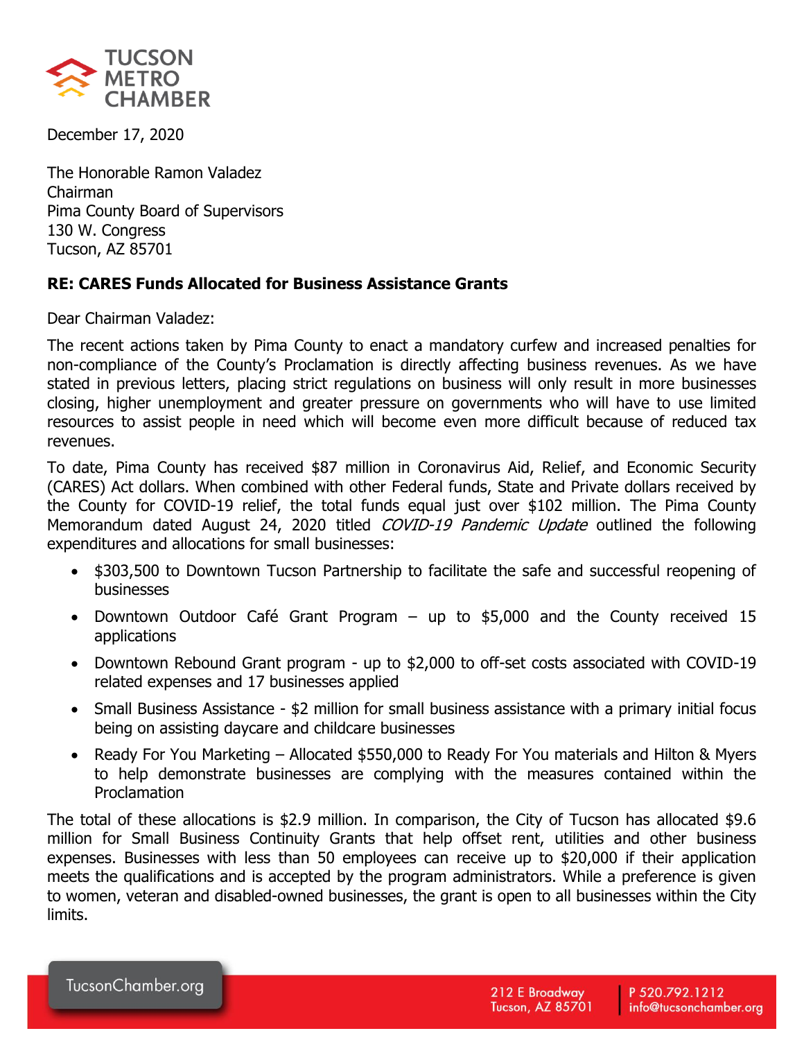TUCSON METRO CHAMBER

December 17, 2020

The Honorable Ramon Valadez
Chairman
Pima County Board of Supervisors
130 W. Congress
Tucson, AZ 85701

**RE: CARES Funds Allocated for Business Assistance Grants**

Dear Chairman Valadez:

The recent actions taken by Pima County to enact a mandatory curfew and increased penalties for non-compliance of the County's Proclamation is directly affecting business revenues. As we have stated in previous letters, placing strict regulations on business will only result in more businesses closing, higher unemployment and greater pressure on governments who will have to use limited resources to assist people in need which will become even more difficult because of reduced tax revenues.

To date, Pima County has received $87 million in Coronavirus Aid, Relief, and Economic Security (CARES) Act dollars. When combined with other Federal funds, State and Private dollars received by the County for COVID-19 relief, the total funds equal just over $102 million. The Pima County Memorandum dated August 24, 2020 titled *COVID-19 Pandemic Update* outlined the following expenditures and allocations for small businesses:

- $303,500 to Downtown Tucson Partnership to facilitate the safe and successful reopening of businesses
- Downtown Outdoor Café Grant Program – up to $5,000 and the County received 15 applications
- Downtown Rebound Grant program - up to $2,000 to off-set costs associated with COVID-19 related expenses and 17 businesses applied
- Small Business Assistance - $2 million for small business assistance with a primary initial focus being on assisting daycare and childcare businesses
- Ready For You Marketing – Allocated $550,000 to Ready For You materials and Hilton & Myers to help demonstrate businesses are complying with the measures contained within the Proclamation

The total of these allocations is $2.9 million. In comparison, the City of Tucson has allocated $9.6 million for Small Business Continuity Grants that help offset rent, utilities and other business expenses. Businesses with less than 50 employees can receive up to $20,000 if their application meets the qualifications and is accepted by the program administrators. While a preference is given to women, veteran and disabled-owned businesses, the grant is open to all businesses within the City limits.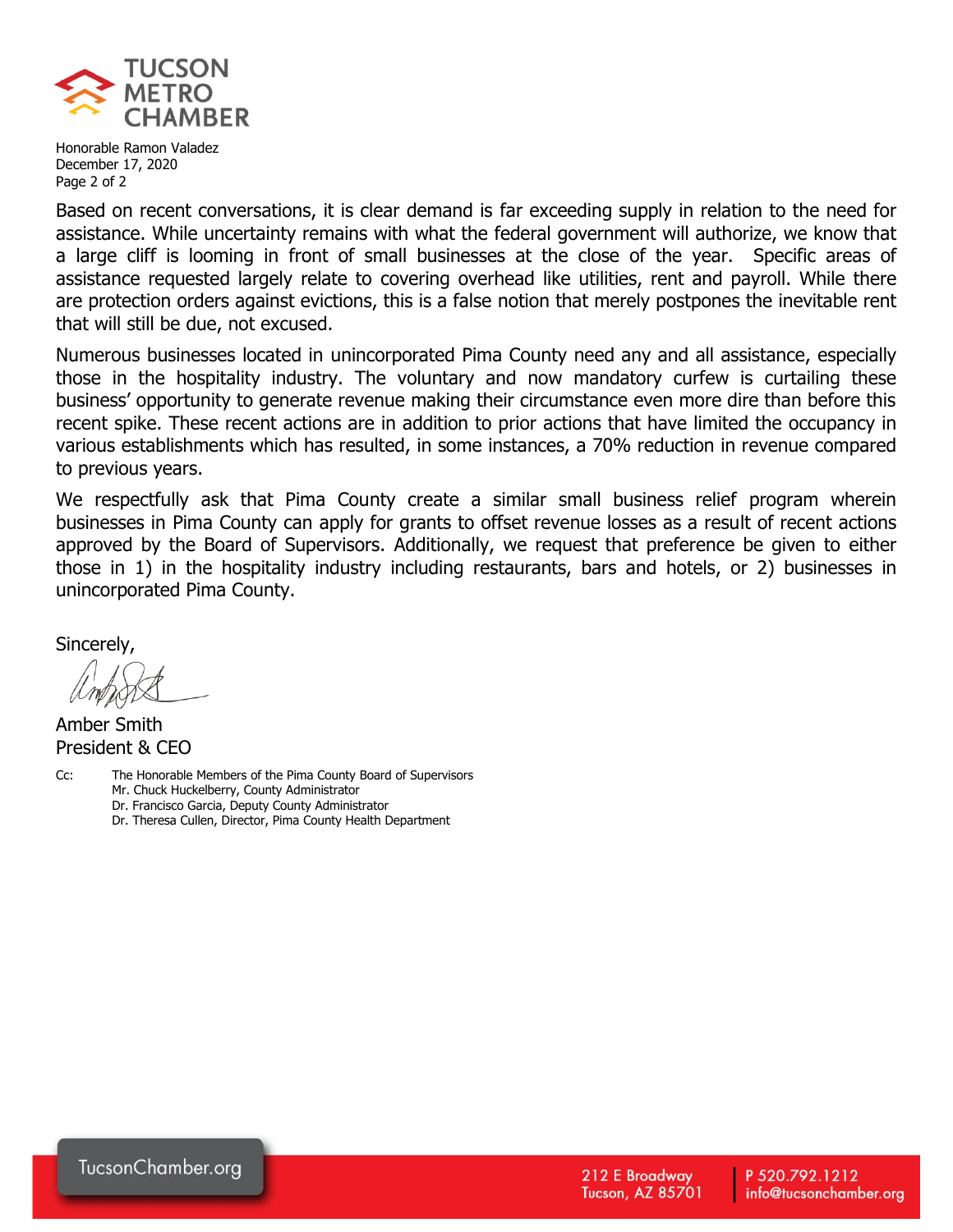Honorable Ramon Valadez
December 17, 2020
Page 2 of 2

Based on recent conversations, it is clear demand is far exceeding supply in relation to the need for assistance. While uncertainty remains with what the federal government will authorize, we know that a large cliff is looming in front of small businesses at the close of the year. Specific areas of assistance requested largely relate to covering overhead like utilities, rent and payroll. While there are protection orders against evictions, this is a false notion that merely postpones the inevitable rent that will still be due, not excused.

Numerous businesses located in unincorporated Pima County need any and all assistance, especially those in the hospitality industry. The voluntary and now mandatory curfew is curtailing these business' opportunity to generate revenue making their circumstance even more dire than before this recent spike. These recent actions are in addition to prior actions that have limited the occupancy in various establishments which has resulted, in some instances, a 70% reduction in revenue compared to previous years.

We respectfully ask that Pima County create a similar small business relief program wherein businesses in Pima County can apply for grants to offset revenue losses as a result of recent actions approved by the Board of Supervisors. Additionally, we request that preference be given to either those in 1) in the hospitality industry including restaurants, bars and hotels, or 2) businesses in unincorporated Pima County.

Sincerely,

Amber Smith
President & CEO

Cc: The Honorable Members of the Pima County Board of Supervisors
Mr. Chuck Huckelberry, County Administrator
Dr. Francisco Garcia, Deputy County Administrator
Dr. Theresa Cullen, Director, Pima County Health Department